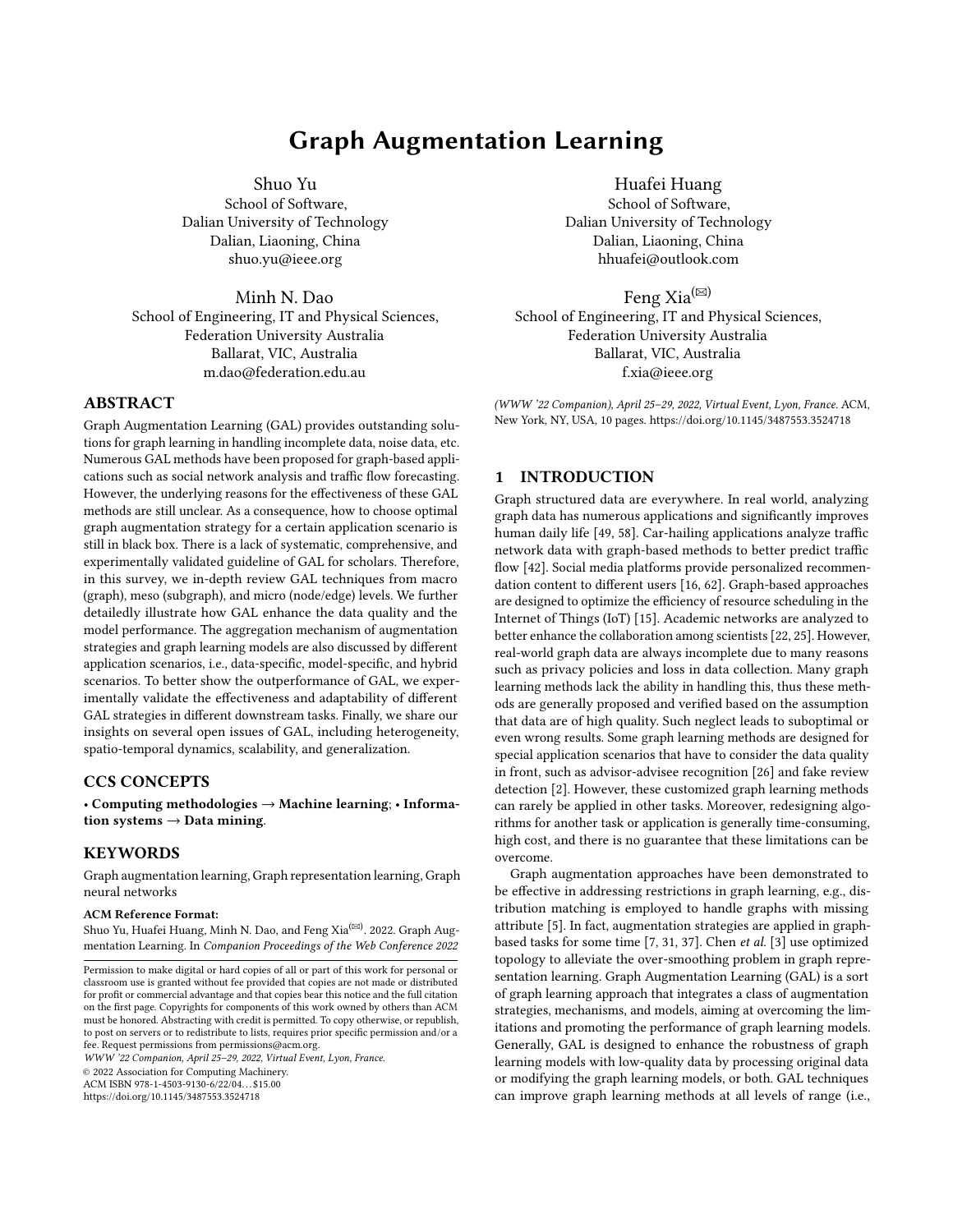# Graph Augmentation Learning

Shuo Yu
School of Software,
Dalian University of Technology
Dalian, Liaoning, China
shuo.yu@ieee.org

Huafei Huang
School of Software,
Dalian University of Technology
Dalian, Liaoning, China
hhuafei@outlook.com

Minh N. Dao
School of Engineering, IT and Physical Sciences,
Federation University Australia
Ballarat, VIC, Australia
m.dao@federation.edu.au

Feng Xia[✉]
School of Engineering, IT and Physical Sciences,
Federation University Australia
Ballarat, VIC, Australia
f.xia@ieee.org

## ABSTRACT

Graph Augmentation Learning (GAL) provides outstanding solutions for graph learning in handling incomplete data, noise data, etc. Numerous GAL methods have been proposed for graph-based applications such as social network analysis and traffic flow forecasting. However, the underlying reasons for the effectiveness of these GAL methods are still unclear. As a consequence, how to choose optimal graph augmentation strategy for a certain application scenario is still in black box. There is a lack of systematic, comprehensive, and experimentally validated guideline of GAL for scholars. Therefore, in this survey, we in-depth review GAL techniques from macro (graph), meso (subgraph), and micro (node/edge) levels. We further detailedly illustrate how GAL enhance the data quality and the model performance. The aggregation mechanism of augmentation strategies and graph learning models are also discussed by different application scenarios, i.e., data-specific, model-specific, and hybrid scenarios. To better show the outperformance of GAL, we experimentally validate the effectiveness and adaptability of different GAL strategies in different downstream tasks. Finally, we share our insights on several open issues of GAL, including heterogeneity, spatio-temporal dynamics, scalability, and generalization.

## CCS CONCEPTS

• **Computing methodologies → Machine learning**; • **Information systems → Data mining**.

## KEYWORDS

Graph augmentation learning, Graph representation learning, Graph neural networks

**ACM Reference Format:**
Shuo Yu, Huafei Huang, Minh N. Dao, and Feng Xia[✉]. 2022. Graph Augmentation Learning. In *Companion Proceedings of the Web Conference 2022 (WWW '22 Companion), April 25–29, 2022, Virtual Event, Lyon, France.* ACM, New York, NY, USA, 10 pages. https://doi.org/10.1145/3487553.3524718

Permission to make digital or hard copies of all or part of this work for personal or classroom use is granted without fee provided that copies are not made or distributed for profit or commercial advantage and that copies bear this notice and the full citation on the first page. Copyrights for components of this work owned by others than ACM must be honored. Abstracting with credit is permitted. To copy otherwise, or republish, to post on servers or to redistribute to lists, requires prior specific permission and/or a fee. Request permissions from permissions@acm.org.
*WWW '22 Companion, April 25–29, 2022, Virtual Event, Lyon, France.*
© 2022 Association for Computing Machinery.
ACM ISBN 978-1-4503-9130-6/22/04...$15.00
https://doi.org/10.1145/3487553.3524718

## 1 INTRODUCTION

Graph structured data are everywhere. In real world, analyzing graph data has numerous applications and significantly improves human daily life [49, 58]. Car-hailing applications analyze traffic network data with graph-based methods to better predict traffic flow [42]. Social media platforms provide personalized recommendation content to different users [16, 62]. Graph-based approaches are designed to optimize the efficiency of resource scheduling in the Internet of Things (IoT) [15]. Academic networks are analyzed to better enhance the collaboration among scientists [22, 25]. However, real-world graph data are always incomplete due to many reasons such as privacy policies and loss in data collection. Many graph learning methods lack the ability in handling this, thus these methods are generally proposed and verified based on the assumption that data are of high quality. Such neglect leads to suboptimal or even wrong results. Some graph learning methods are designed for special application scenarios that have to consider the data quality in front, such as advisor-advisee recognition [26] and fake review detection [2]. However, these customized graph learning methods can rarely be applied in other tasks. Moreover, redesigning algorithms for another task or application is generally time-consuming, high cost, and there is no guarantee that these limitations can be overcome.

Graph augmentation approaches have been demonstrated to be effective in addressing restrictions in graph learning, e.g., distribution matching is employed to handle graphs with missing attribute [5]. In fact, augmentation strategies are applied in graph-based tasks for some time [7, 31, 37]. Chen *et al.* [3] use optimized topology to alleviate the over-smoothing problem in graph representation learning. Graph Augmentation Learning (GAL) is a sort of graph learning approach that integrates a class of augmentation strategies, mechanisms, and models, aiming at overcoming the limitations and promoting the performance of graph learning models. Generally, GAL is designed to enhance the robustness of graph learning models with low-quality data by processing original data or modifying the graph learning models, or both. GAL techniques can improve graph learning methods at all levels of range (i.e.,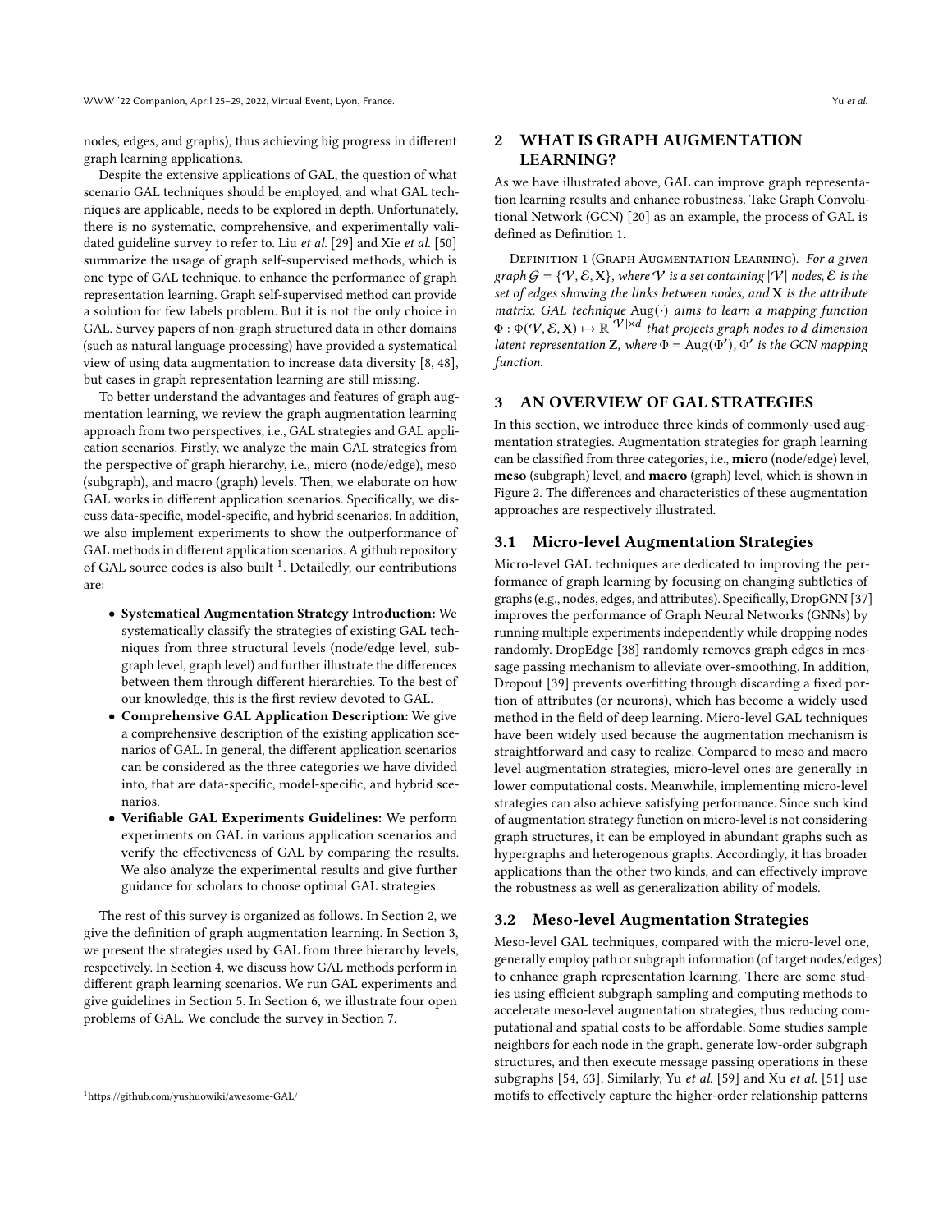nodes, edges, and graphs), thus achieving big progress in different graph learning applications.

Despite the extensive applications of GAL, the question of what scenario GAL techniques should be employed, and what GAL techniques are applicable, needs to be explored in depth. Unfortunately, there is no systematic, comprehensive, and experimentally validated guideline survey to refer to. Liu *et al.* [29] and Xie *et al.* [50] summarize the usage of graph self-supervised methods, which is one type of GAL technique, to enhance the performance of graph representation learning. Graph self-supervised method can provide a solution for few labels problem. But it is not the only choice in GAL. Survey papers of non-graph structured data in other domains (such as natural language processing) have provided a systematical view of using data augmentation to increase data diversity [8, 48], but cases in graph representation learning are still missing.

To better understand the advantages and features of graph augmentation learning, we review the graph augmentation learning approach from two perspectives, i.e., GAL strategies and GAL application scenarios. Firstly, we analyze the main GAL strategies from the perspective of graph hierarchy, i.e., micro (node/edge), meso (subgraph), and macro (graph) levels. Then, we elaborate on how GAL works in different application scenarios. Specifically, we discuss data-specific, model-specific, and hybrid scenarios. In addition, we also implement experiments to show the outperformance of GAL methods in different application scenarios. A github repository of GAL source codes is also built [1]. Detailedly, our contributions are:

- **Systematical Augmentation Strategy Introduction:** We systematically classify the strategies of existing GAL techniques from three structural levels (node/edge level, subgraph level, graph level) and further illustrate the differences between them through different hierarchies. To the best of our knowledge, this is the first review devoted to GAL.
- **Comprehensive GAL Application Description:** We give a comprehensive description of the existing application scenarios of GAL. In general, the different application scenarios can be considered as the three categories we have divided into, that are data-specific, model-specific, and hybrid scenarios.
- **Verifiable GAL Experiments Guidelines:** We perform experiments on GAL in various application scenarios and verify the effectiveness of GAL by comparing the results. We also analyze the experimental results and give further guidance for scholars to choose optimal GAL strategies.

The rest of this survey is organized as follows. In Section 2, we give the definition of graph augmentation learning. In Section 3, we present the strategies used by GAL from three hierarchy levels, respectively. In Section 4, we discuss how GAL methods perform in different graph learning scenarios. We run GAL experiments and give guidelines in Section 5. In Section 6, we illustrate four open problems of GAL. We conclude the survey in Section 7.

[1] https://github.com/yushuowiki/awesome-GAL/

## 2 WHAT IS GRAPH AUGMENTATION LEARNING?

As we have illustrated above, GAL can improve graph representation learning results and enhance robustness. Take Graph Convolutional Network (GCN) [20] as an example, the process of GAL is defined as Definition 1.

Definition 1 (Graph Augmentation Learning). *For a given graph $\mathcal{G} = \{\mathcal{V}, \mathcal{E}, \mathbf{X}\}$, where $\mathcal{V}$ is a set containing $|\mathcal{V}|$ nodes, $\mathcal{E}$ is the set of edges showing the links between nodes, and $\mathbf{X}$ is the attribute matrix. GAL technique $\mathrm{Aug}(\cdot)$ aims to learn a mapping function $\Phi : \Phi(\mathcal{V}, \mathcal{E}, \mathbf{X}) \mapsto \mathbb{R}^{|\mathcal{V}| \times d}$ that projects graph nodes to $d$ dimension latent representation $\mathbf{Z}$, where $\Phi = \mathrm{Aug}(\Phi')$, $\Phi'$ is the GCN mapping function.*

## 3 AN OVERVIEW OF GAL STRATEGIES

In this section, we introduce three kinds of commonly-used augmentation strategies. Augmentation strategies for graph learning can be classified from three categories, i.e., **micro** (node/edge) level, **meso** (subgraph) level, and **macro** (graph) level, which is shown in Figure 2. The differences and characteristics of these augmentation approaches are respectively illustrated.

### 3.1 Micro-level Augmentation Strategies

Micro-level GAL techniques are dedicated to improving the performance of graph learning by focusing on changing subtleties of graphs (e.g., nodes, edges, and attributes). Specifically, DropGNN [37] improves the performance of Graph Neural Networks (GNNs) by running multiple experiments independently while dropping nodes randomly. DropEdge [38] randomly removes graph edges in message passing mechanism to alleviate over-smoothing. In addition, Dropout [39] prevents overfitting through discarding a fixed portion of attributes (or neurons), which has become a widely used method in the field of deep learning. Micro-level GAL techniques have been widely used because the augmentation mechanism is straightforward and easy to realize. Compared to meso and macro level augmentation strategies, micro-level ones are generally in lower computational costs. Meanwhile, implementing micro-level strategies can also achieve satisfying performance. Since such kind of augmentation strategy function on micro-level is not considering graph structures, it can be employed in abundant graphs such as hypergraphs and heterogenous graphs. Accordingly, it has broader applications than the other two kinds, and can effectively improve the robustness as well as generalization ability of models.

### 3.2 Meso-level Augmentation Strategies

Meso-level GAL techniques, compared with the micro-level one, generally employ path or subgraph information (of target nodes/edges) to enhance graph representation learning. There are some studies using efficient subgraph sampling and computing methods to accelerate meso-level augmentation strategies, thus reducing computational and spatial costs to be affordable. Some studies sample neighbors for each node in the graph, generate low-order subgraph structures, and then execute message passing operations in these subgraphs [54, 63]. Similarly, Yu *et al.* [59] and Xu *et al.* [51] use motifs to effectively capture the higher-order relationship patterns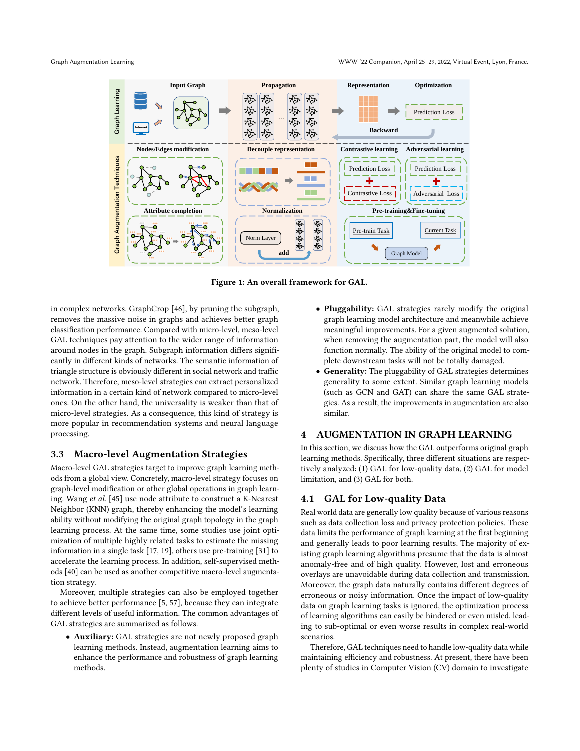Figure 1: An overall framework for GAL.

in complex networks. GraphCrop [46], by pruning the subgraph, removes the massive noise in graphs and achieves better graph classification performance. Compared with micro-level, meso-level GAL techniques pay attention to the wider range of information around nodes in the graph. Subgraph information differs significantly in different kinds of networks. The semantic information of triangle structure is obviously different in social network and traffic network. Therefore, meso-level strategies can extract personalized information in a certain kind of network compared to micro-level ones. On the other hand, the universality is weaker than that of micro-level strategies. As a consequence, this kind of strategy is more popular in recommendation systems and neural language processing.

## 3.3 Macro-level Augmentation Strategies

Macro-level GAL strategies target to improve graph learning methods from a global view. Concretely, macro-level strategy focuses on graph-level modification or other global operations in graph learning. Wang *et al.* [45] use node attribute to construct a K-Nearest Neighbor (KNN) graph, thereby enhancing the model's learning ability without modifying the original graph topology in the graph learning process. At the same time, some studies use joint optimization of multiple highly related tasks to estimate the missing information in a single task [17, 19], others use pre-training [31] to accelerate the learning process. In addition, self-supervised methods [40] can be used as another competitive macro-level augmentation strategy.

Moreover, multiple strategies can also be employed together to achieve better performance [5, 57], because they can integrate different levels of useful information. The common advantages of GAL strategies are summarized as follows.

- **Auxiliary:** GAL strategies are not newly proposed graph learning methods. Instead, augmentation learning aims to enhance the performance and robustness of graph learning methods.
- **Pluggability:** GAL strategies rarely modify the original graph learning model architecture and meanwhile achieve meaningful improvements. For a given augmented solution, when removing the augmentation part, the model will also function normally. The ability of the original model to complete downstream tasks will not be totally damaged.
- **Generality:** The pluggability of GAL strategies determines generality to some extent. Similar graph learning models (such as GCN and GAT) can share the same GAL strategies. As a result, the improvements in augmentation are also similar.

# 4 AUGMENTATION IN GRAPH LEARNING

In this section, we discuss how the GAL outperforms original graph learning methods. Specifically, three different situations are respectively analyzed: (1) GAL for low-quality data, (2) GAL for model limitation, and (3) GAL for both.

## 4.1 GAL for Low-quality Data

Real world data are generally low quality because of various reasons such as data collection loss and privacy protection policies. These data limits the performance of graph learning at the first beginning and generally leads to poor learning results. The majority of existing graph learning algorithms presume that the data is almost anomaly-free and of high quality. However, lost and erroneous overlays are unavoidable during data collection and transmission. Moreover, the graph data naturally contains different degrees of erroneous or noisy information. Once the impact of low-quality data on graph learning tasks is ignored, the optimization process of learning algorithms can easily be hindered or even misled, leading to sub-optimal or even worse results in complex real-world scenarios.

Therefore, GAL techniques need to handle low-quality data while maintaining efficiency and robustness. At present, there have been plenty of studies in Computer Vision (CV) domain to investigate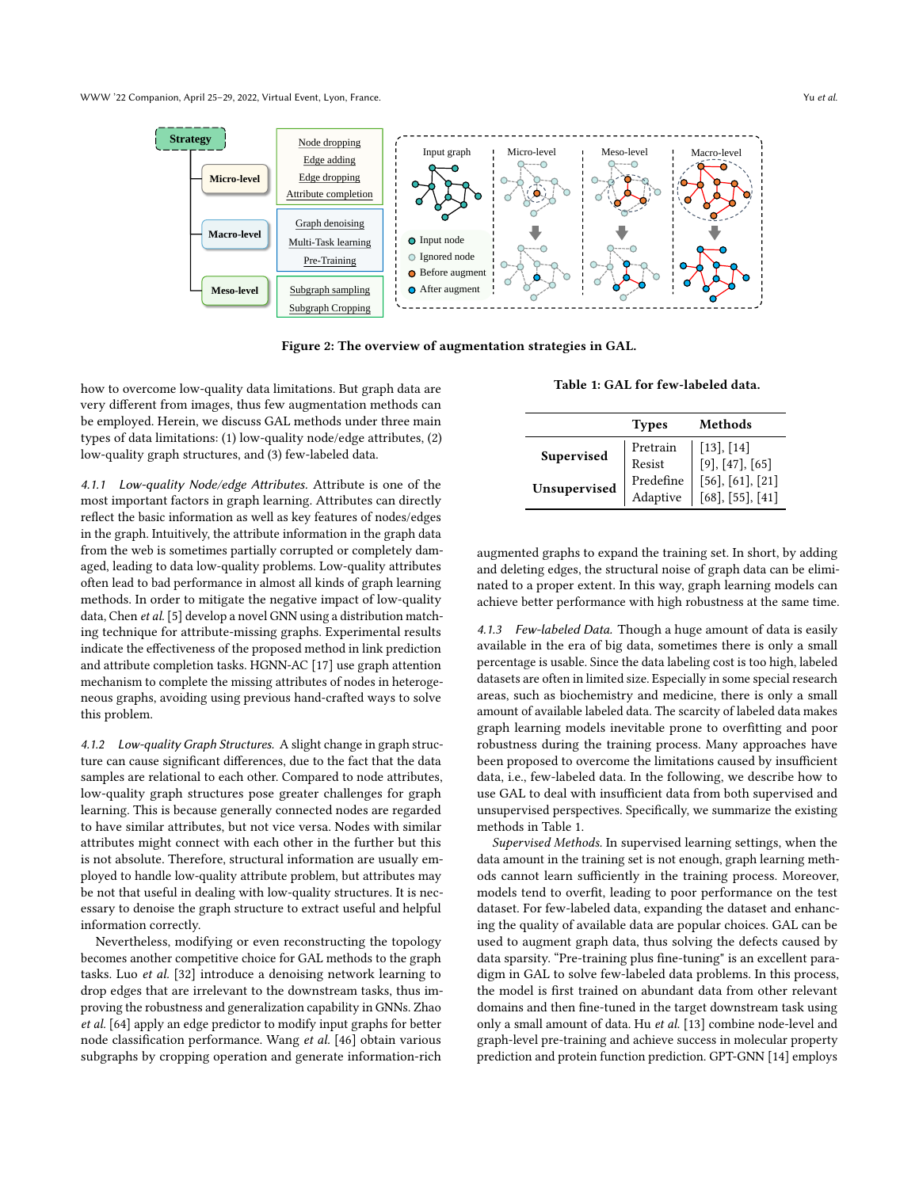Figure 2: The overview of augmentation strategies in GAL.

how to overcome low-quality data limitations. But graph data are very different from images, thus few augmentation methods can be employed. Herein, we discuss GAL methods under three main types of data limitations: (1) low-quality node/edge attributes, (2) low-quality graph structures, and (3) few-labeled data.

#### 4.1.1 *Low-quality Node/edge Attributes.*

Attribute is one of the most important factors in graph learning. Attributes can directly reflect the basic information as well as key features of nodes/edges in the graph. Intuitively, the attribute information in the graph data from the web is sometimes partially corrupted or completely damaged, leading to data low-quality problems. Low-quality attributes often lead to bad performance in almost all kinds of graph learning methods. In order to mitigate the negative impact of low-quality data, Chen *et al.* [5] develop a novel GNN using a distribution matching technique for attribute-missing graphs. Experimental results indicate the effectiveness of the proposed method in link prediction and attribute completion tasks. HGNN-AC [17] use graph attention mechanism to complete the missing attributes of nodes in heterogeneous graphs, avoiding using previous hand-crafted ways to solve this problem.

#### 4.1.2 *Low-quality Graph Structures.*

A slight change in graph structure can cause significant differences, due to the fact that the data samples are relational to each other. Compared to node attributes, low-quality graph structures pose greater challenges for graph learning. This is because generally connected nodes are regarded to have similar attributes, but not vice versa. Nodes with similar attributes might connect with each other in the further but this is not absolute. Therefore, structural information are usually employed to handle low-quality attribute problem, but attributes may be not that useful in dealing with low-quality structures. It is necessary to denoise the graph structure to extract useful and helpful information correctly.

Nevertheless, modifying or even reconstructing the topology becomes another competitive choice for GAL methods to the graph tasks. Luo *et al.* [32] introduce a denoising network learning to drop edges that are irrelevant to the downstream tasks, thus improving the robustness and generalization capability in GNNs. Zhao *et al.* [64] apply an edge predictor to modify input graphs for better node classification performance. Wang *et al.* [46] obtain various subgraphs by cropping operation and generate information-rich augmented graphs to expand the training set. In short, by adding and deleting edges, the structural noise of graph data can be eliminated to a proper extent. In this way, graph learning models can achieve better performance with high robustness at the same time.

Table 1: GAL for few-labeled data.

| | Types | Methods |
|---|---|---|
| Supervised | Pretrain | [13], [14] |
| | Resist | [9], [47], [65] |
| Unsupervised | Predefine | [56], [61], [21] |
| | Adaptive | [68], [55], [41] |

#### 4.1.3 *Few-labeled Data.*

Though a huge amount of data is easily available in the era of big data, sometimes there is only a small percentage is usable. Since the data labeling cost is too high, labeled datasets are often in limited size. Especially in some special research areas, such as biochemistry and medicine, there is only a small amount of available labeled data. The scarcity of labeled data makes graph learning models inevitable prone to overfitting and poor robustness during the training process. Many approaches have been proposed to overcome the limitations caused by insufficient data, i.e., few-labeled data. In the following, we describe how to use GAL to deal with insufficient data from both supervised and unsupervised perspectives. Specifically, we summarize the existing methods in Table 1.

*Supervised Methods.* In supervised learning settings, when the data amount in the training set is not enough, graph learning methods cannot learn sufficiently in the training process. Moreover, models tend to overfit, leading to poor performance on the test dataset. For few-labeled data, expanding the dataset and enhancing the quality of available data are popular choices. GAL can be used to augment graph data, thus solving the defects caused by data sparsity. "Pre-training plus fine-tuning" is an excellent paradigm in GAL to solve few-labeled data problems. In this process, the model is first trained on abundant data from other relevant domains and then fine-tuned in the target downstream task using only a small amount of data. Hu *et al.* [13] combine node-level and graph-level pre-training and achieve success in molecular property prediction and protein function prediction. GPT-GNN [14] employs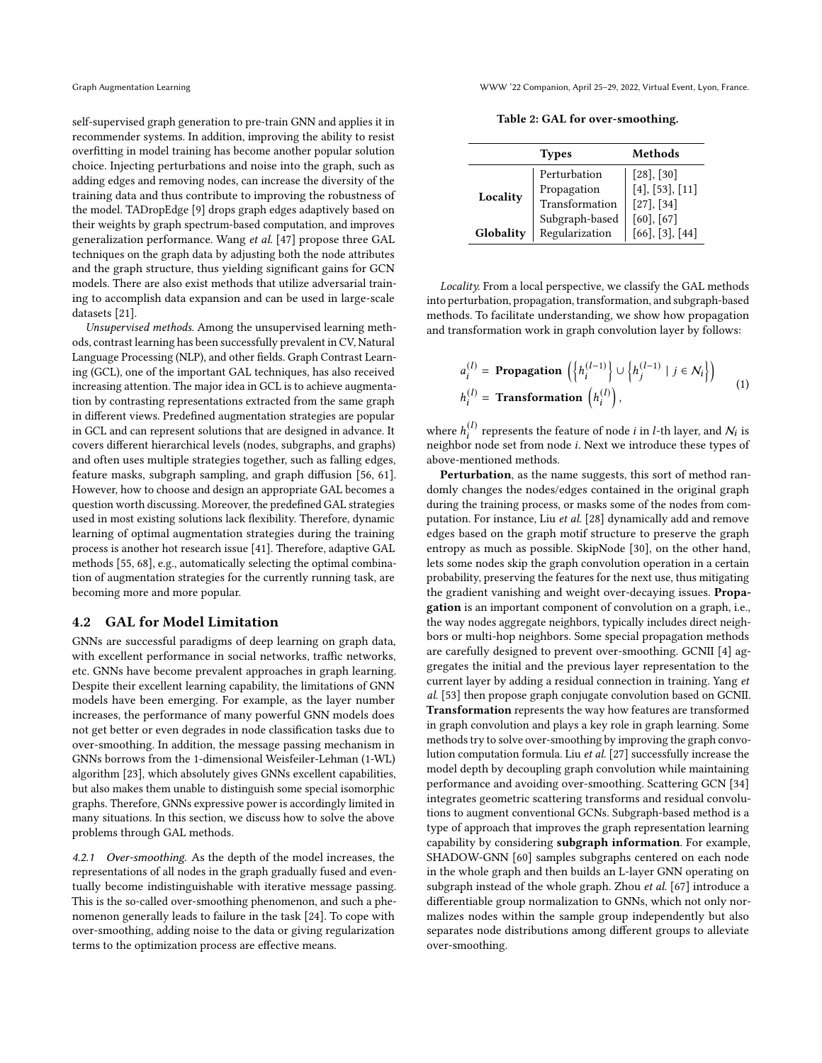self-supervised graph generation to pre-train GNN and applies it in recommender systems. In addition, improving the ability to resist overfitting in model training has become another popular solution choice. Injecting perturbations and noise into the graph, such as adding edges and removing nodes, can increase the diversity of the training data and thus contribute to improving the robustness of the model. TADropEdge [9] drops graph edges adaptively based on their weights by graph spectrum-based computation, and improves generalization performance. Wang *et al.* [47] propose three GAL techniques on the graph data by adjusting both the node attributes and the graph structure, thus yielding significant gains for GCN models. There are also exist methods that utilize adversarial training to accomplish data expansion and can be used in large-scale datasets [21].

*Unsupervised methods.* Among the unsupervised learning methods, contrast learning has been successfully prevalent in CV, Natural Language Processing (NLP), and other fields. Graph Contrast Learning (GCL), one of the important GAL techniques, has also received increasing attention. The major idea in GCL is to achieve augmentation by contrasting representations extracted from the same graph in different views. Predefined augmentation strategies are popular in GCL and can represent solutions that are designed in advance. It covers different hierarchical levels (nodes, subgraphs, and graphs) and often uses multiple strategies together, such as falling edges, feature masks, subgraph sampling, and graph diffusion [56, 61]. However, how to choose and design an appropriate GAL becomes a question worth discussing. Moreover, the predefined GAL strategies used in most existing solutions lack flexibility. Therefore, dynamic learning of optimal augmentation strategies during the training process is another hot research issue [41]. Therefore, adaptive GAL methods [55, 68], e.g., automatically selecting the optimal combination of augmentation strategies for the currently running task, are becoming more and more popular.

## 4.2 GAL for Model Limitation

GNNs are successful paradigms of deep learning on graph data, with excellent performance in social networks, traffic networks, etc. GNNs have become prevalent approaches in graph learning. Despite their excellent learning capability, the limitations of GNN models have been emerging. For example, as the layer number increases, the performance of many powerful GNN models does not get better or even degrades in node classification tasks due to over-smoothing. In addition, the message passing mechanism in GNNs borrows from the 1-dimensional Weisfeiler-Lehman (1-WL) algorithm [23], which absolutely gives GNNs excellent capabilities, but also makes them unable to distinguish some special isomorphic graphs. Therefore, GNNs expressive power is accordingly limited in many situations. In this section, we discuss how to solve the above problems through GAL methods.

*4.2.1 Over-smoothing.* As the depth of the model increases, the representations of all nodes in the graph gradually fused and eventually become indistinguishable with iterative message passing. This is the so-called over-smoothing phenomenon, and such a phenomenon generally leads to failure in the task [24]. To cope with over-smoothing, adding noise to the data or giving regularization terms to the optimization process are effective means.

**Table 2: GAL for over-smoothing.**

| | Types | Methods |
|---|---|---|
| **Locality** | Perturbation | [28], [30] |
| | Propagation | [4], [53], [11] |
| | Transformation | [27], [34] |
| | Subgraph-based | [60], [67] |
| **Globality** | Regularization | [66], [3], [44] |

*Locality.* From a local perspective, we classify the GAL methods into perturbation, propagation, transformation, and subgraph-based methods. To facilitate understanding, we show how propagation and transformation work in graph convolution layer by follows:

$$
\begin{aligned}
a_i^{(l)} &= \textbf{Propagation}\left(\left\{h_i^{(l-1)}\right\} \cup \left\{h_j^{(l-1)} \mid j \in \mathcal{N}_i\right\}\right) \\
h_i^{(l)} &= \textbf{Transformation}\left(h_i^{(l)}\right),
\end{aligned}
\tag{1}
$$

where $h_i^{(l)}$ represents the feature of node $i$ in $l$-th layer, and $\mathcal{N}_i$ is neighbor node set from node $i$. Next we introduce these types of above-mentioned methods.

**Perturbation**, as the name suggests, this sort of method randomly changes the nodes/edges contained in the original graph during the training process, or masks some of the nodes from computation. For instance, Liu *et al.* [28] dynamically add and remove edges based on the graph motif structure to preserve the graph entropy as much as possible. SkipNode [30], on the other hand, lets some nodes skip the graph convolution operation in a certain probability, preserving the features for the next use, thus mitigating the gradient vanishing and weight over-decaying issues. **Propagation** is an important component of convolution on a graph, i.e., the way nodes aggregate neighbors, typically includes direct neighbors or multi-hop neighbors. Some special propagation methods are carefully designed to prevent over-smoothing. GCNII [4] aggregates the initial and the previous layer representation to the current layer by adding a residual connection in training. Yang *et al.* [53] then propose graph conjugate convolution based on GCNII. **Transformation** represents the way how features are transformed in graph convolution and plays a key role in graph learning. Some methods try to solve over-smoothing by improving the graph convolution computation formula. Liu *et al.* [27] successfully increase the model depth by decoupling graph convolution while maintaining performance and avoiding over-smoothing. Scattering GCN [34] integrates geometric scattering transforms and residual convolutions to augment conventional GCNs. Subgraph-based method is a type of approach that improves the graph representation learning capability by considering **subgraph information**. For example, SHADOW-GNN [60] samples subgraphs centered on each node in the whole graph and then builds an L-layer GNN operating on subgraph instead of the whole graph. Zhou *et al.* [67] introduce a differentiable group normalization to GNNs, which not only normalizes nodes within the sample group independently but also separates node distributions among different groups to alleviate over-smoothing.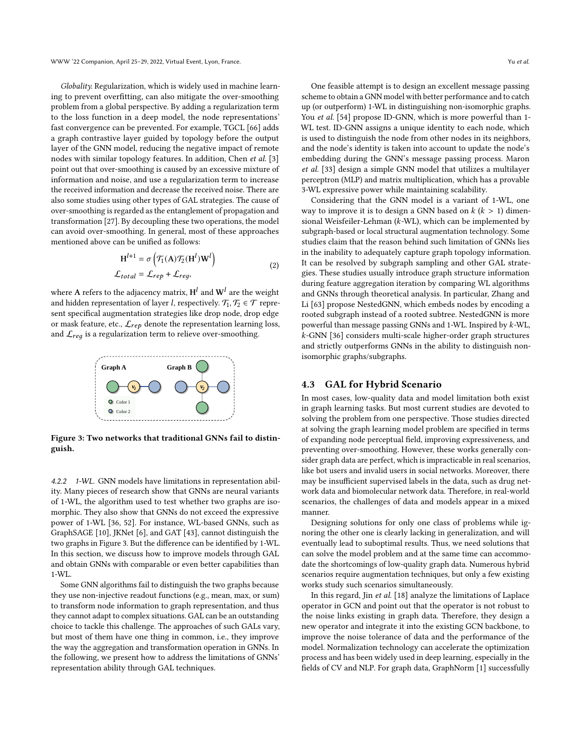*Globality.* Regularization, which is widely used in machine learning to prevent overfitting, can also mitigate the over-smoothing problem from a global perspective. By adding a regularization term to the loss function in a deep model, the node representations' fast convergence can be prevented. For example, TGCL [66] adds a graph contrastive layer guided by topology before the output layer of the GNN model, reducing the negative impact of remote nodes with similar topology features. In addition, Chen *et al.* [3] point out that over-smoothing is caused by an excessive mixture of information and noise, and use a regularization term to increase the received information and decrease the received noise. There are also some studies using other types of GAL strategies. The cause of over-smoothing is regarded as the entanglement of propagation and transformation [27]. By decoupling these two operations, the model can avoid over-smoothing. In general, most of these approaches mentioned above can be unified as follows:

$$
\begin{aligned}
\mathbf{H}^{l+1} &= \sigma\left(\mathcal{T}_1(\mathbf{A})\mathcal{T}_2(\mathbf{H}^l)\mathbf{W}^l\right) \\
\mathcal{L}_{total} &= \mathcal{L}_{rep} + \mathcal{L}_{reg},
\end{aligned}
\tag{2}
$$

where $\mathbf{A}$ refers to the adjacency matrix, $\mathbf{H}^l$ and $\mathbf{W}^l$ are the weight and hidden representation of layer $l$, respectively. $\mathcal{T}_1, \mathcal{T}_2 \in \mathcal{T}$ represent specifical augmentation strategies like drop node, drop edge or mask feature, etc., $\mathcal{L}_{rep}$ denote the representation learning loss, and $\mathcal{L}_{reg}$ is a regularization term to relieve over-smoothing.

**Figure 3: Two networks that traditional GNNs fail to distinguish.**

*4.2.2 1-WL.* GNN models have limitations in representation ability. Many pieces of research show that GNNs are neural variants of 1-WL, the algorithm used to test whether two graphs are isomorphic. They also show that GNNs do not exceed the expressive power of 1-WL [36, 52]. For instance, WL-based GNNs, such as GraphSAGE [10], JKNet [6], and GAT [43], cannot distinguish the two graphs in Figure 3. But the difference can be identified by 1-WL. In this section, we discuss how to improve models through GAL and obtain GNNs with comparable or even better capabilities than 1-WL.

Some GNN algorithms fail to distinguish the two graphs because they use non-injective readout functions (e.g., mean, max, or sum) to transform node information to graph representation, and thus they cannot adapt to complex situations. GAL can be an outstanding choice to tackle this challenge. The approaches of such GALs vary, but most of them have one thing in common, i.e., they improve the way the aggregation and transformation operation in GNNs. In the following, we present how to address the limitations of GNNs' representation ability through GAL techniques.

One feasible attempt is to design an excellent message passing scheme to obtain a GNN model with better performance and to catch up (or outperform) 1-WL in distinguishing non-isomorphic graphs. You *et al.* [54] propose ID-GNN, which is more powerful than 1-WL test. ID-GNN assigns a unique identity to each node, which is used to distinguish the node from other nodes in its neighbors, and the node's identity is taken into account to update the node's embedding during the GNN's message passing process. Maron *et al.* [33] design a simple GNN model that utilizes a multilayer perceptron (MLP) and matrix multiplication, which has a provable 3-WL expressive power while maintaining scalability.

Considering that the GNN model is a variant of 1-WL, one way to improve it is to design a GNN based on $k$ ($k > 1$) dimensional Weisfeiler-Lehman ($k$-WL), which can be implemented by subgraph-based or local structural augmentation technology. Some studies claim that the reason behind such limitation of GNNs lies in the inability to adequately capture graph topology information. It can be resolved by subgraph sampling and other GAL strategies. These studies usually introduce graph structure information during feature aggregation iteration by comparing WL algorithms and GNNs through theoretical analysis. In particular, Zhang and Li [63] propose NestedGNN, which embeds nodes by encoding a rooted subgraph instead of a rooted subtree. NestedGNN is more powerful than message passing GNNs and 1-WL. Inspired by $k$-WL, $k$-GNN [36] considers multi-scale higher-order graph structures and strictly outperforms GNNs in the ability to distinguish non-isomorphic graphs/subgraphs.

## 4.3 GAL for Hybrid Scenario

In most cases, low-quality data and model limitation both exist in graph learning tasks. But most current studies are devoted to solving the problem from one perspective. Those studies directed at solving the graph learning model problem are specified in terms of expanding node perceptual field, improving expressiveness, and preventing over-smoothing. However, these works generally consider graph data are perfect, which is impracticable in real scenarios, like bot users and invalid users in social networks. Moreover, there may be insufficient supervised labels in the data, such as drug network data and biomolecular network data. Therefore, in real-world scenarios, the challenges of data and models appear in a mixed manner.

Designing solutions for only one class of problems while ignoring the other one is clearly lacking in generalization, and will eventually lead to suboptimal results. Thus, we need solutions that can solve the model problem and at the same time can accommodate the shortcomings of low-quality graph data. Numerous hybrid scenarios require augmentation techniques, but only a few existing works study such scenarios simultaneously.

In this regard, Jin *et al.* [18] analyze the limitations of Laplace operator in GCN and point out that the operator is not robust to the noise links existing in graph data. Therefore, they design a new operator and integrate it into the existing GCN backbone, to improve the noise tolerance of data and the performance of the model. Normalization technology can accelerate the optimization process and has been widely used in deep learning, especially in the fields of CV and NLP. For graph data, GraphNorm [1] successfully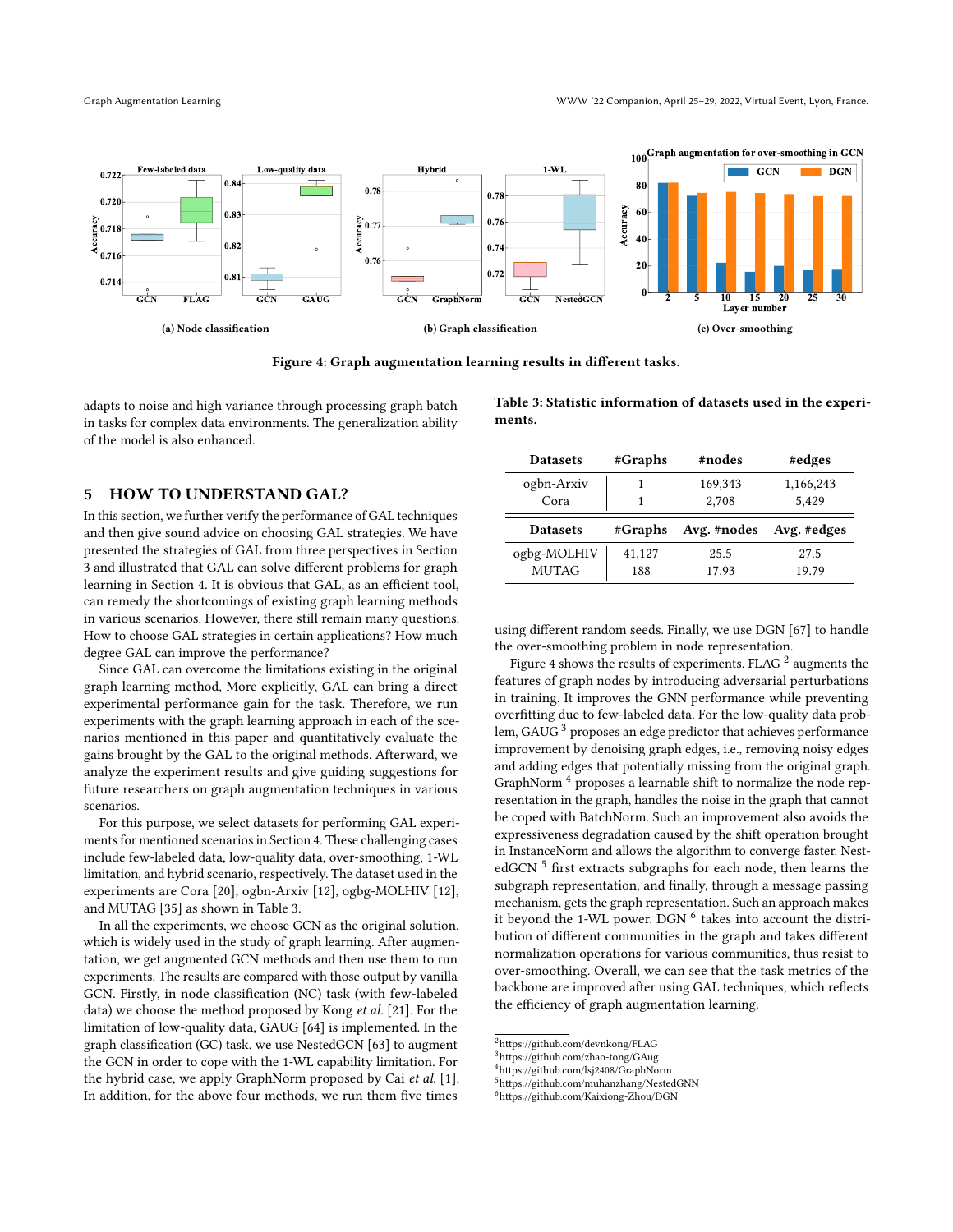Figure 4: Graph augmentation learning results in different tasks.

adapts to noise and high variance through processing graph batch in tasks for complex data environments. The generalization ability of the model is also enhanced.

## 5 HOW TO UNDERSTAND GAL?

In this section, we further verify the performance of GAL techniques and then give sound advice on choosing GAL strategies. We have presented the strategies of GAL from three perspectives in Section 3 and illustrated that GAL can solve different problems for graph learning in Section 4. It is obvious that GAL, as an efficient tool, can remedy the shortcomings of existing graph learning methods in various scenarios. However, there still remain many questions. How to choose GAL strategies in certain applications? How much degree GAL can improve the performance?

Since GAL can overcome the limitations existing in the original graph learning method, More explicitly, GAL can bring a direct experimental performance gain for the task. Therefore, we run experiments with the graph learning approach in each of the scenarios mentioned in this paper and quantitatively evaluate the gains brought by the GAL to the original methods. Afterward, we analyze the experiment results and give guiding suggestions for future researchers on graph augmentation techniques in various scenarios.

For this purpose, we select datasets for performing GAL experiments for mentioned scenarios in Section 4. These challenging cases include few-labeled data, low-quality data, over-smoothing, 1-WL limitation, and hybrid scenario, respectively. The dataset used in the experiments are Cora [20], ogbn-Arxiv [12], ogbg-MOLHIV [12], and MUTAG [35] as shown in Table 3.

In all the experiments, we choose GCN as the original solution, which is widely used in the study of graph learning. After augmentation, we get augmented GCN methods and then use them to run experiments. The results are compared with those output by vanilla GCN. Firstly, in node classification (NC) task (with few-labeled data) we choose the method proposed by Kong *et al.* [21]. For the limitation of low-quality data, GAUG [64] is implemented. In the graph classification (GC) task, we use NestedGCN [63] to augment the GCN in order to cope with the 1-WL capability limitation. For the hybrid case, we apply GraphNorm proposed by Cai *et al.* [1]. In addition, for the above four methods, we run them five times using different random seeds. Finally, we use DGN [67] to handle the over-smoothing problem in node representation.

**Table 3: Statistic information of datasets used in the experiments.**

| Datasets | #Graphs | #nodes | #edges |
|---|---|---|---|
| ogbn-Arxiv | 1 | 169,343 | 1,166,243 |
| Cora | 1 | 2,708 | 5,429 |
| **Datasets** | **#Graphs** | **Avg. #nodes** | **Avg. #edges** |
| ogbg-MOLHIV | 41,127 | 25.5 | 27.5 |
| MUTAG | 188 | 17.93 | 19.79 |

Figure 4 shows the results of experiments. FLAG [2] augments the features of graph nodes by introducing adversarial perturbations in training. It improves the GNN performance while preventing overfitting due to few-labeled data. For the low-quality data problem, GAUG [3] proposes an edge predictor that achieves performance improvement by denoising graph edges, i.e., removing noisy edges and adding edges that potentially missing from the original graph. GraphNorm [4] proposes a learnable shift to normalize the node representation in the graph, handles the noise in the graph that cannot be coped with BatchNorm. Such an improvement also avoids the expressiveness degradation caused by the shift operation brought in InstanceNorm and allows the algorithm to converge faster. NestedGCN [5] first extracts subgraphs for each node, then learns the subgraph representation, and finally, through a message passing mechanism, gets the graph representation. Such an approach makes it beyond the 1-WL power. DGN [6] takes into account the distribution of different communities in the graph and takes different normalization operations for various communities, thus resist to over-smoothing. Overall, we can see that the task metrics of the backbone are improved after using GAL techniques, which reflects the efficiency of graph augmentation learning.

[2] https://github.com/devnkong/FLAG
[3] https://github.com/zhao-tong/GAug
[4] https://github.com/lsj2408/GraphNorm
[5] https://github.com/muhanzhang/NestedGNN
[6] https://github.com/Kaixiong-Zhou/DGN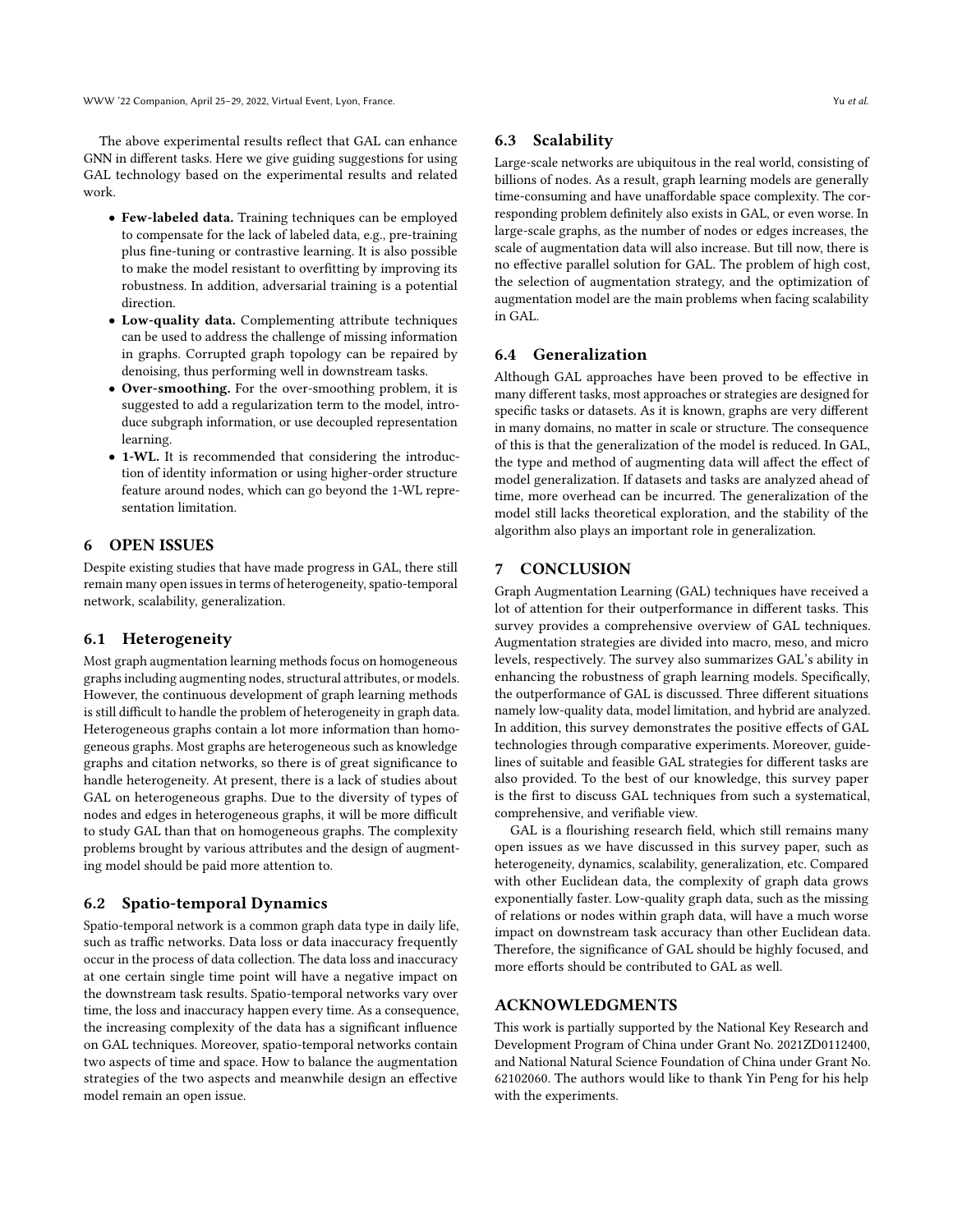The above experimental results reflect that GAL can enhance GNN in different tasks. Here we give guiding suggestions for using GAL technology based on the experimental results and related work.

- **Few-labeled data.** Training techniques can be employed to compensate for the lack of labeled data, e.g., pre-training plus fine-tuning or contrastive learning. It is also possible to make the model resistant to overfitting by improving its robustness. In addition, adversarial training is a potential direction.
- **Low-quality data.** Complementing attribute techniques can be used to address the challenge of missing information in graphs. Corrupted graph topology can be repaired by denoising, thus performing well in downstream tasks.
- **Over-smoothing.** For the over-smoothing problem, it is suggested to add a regularization term to the model, introduce subgraph information, or use decoupled representation learning.
- **1-WL.** It is recommended that considering the introduction of identity information or using higher-order structure feature around nodes, which can go beyond the 1-WL representation limitation.

## 6 OPEN ISSUES

Despite existing studies that have made progress in GAL, there still remain many open issues in terms of heterogeneity, spatio-temporal network, scalability, generalization.

### 6.1 Heterogeneity

Most graph augmentation learning methods focus on homogeneous graphs including augmenting nodes, structural attributes, or models. However, the continuous development of graph learning methods is still difficult to handle the problem of heterogeneity in graph data. Heterogeneous graphs contain a lot more information than homogeneous graphs. Most graphs are heterogeneous such as knowledge graphs and citation networks, so there is of great significance to handle heterogeneity. At present, there is a lack of studies about GAL on heterogeneous graphs. Due to the diversity of types of nodes and edges in heterogeneous graphs, it will be more difficult to study GAL than that on homogeneous graphs. The complexity problems brought by various attributes and the design of augmenting model should be paid more attention to.

### 6.2 Spatio-temporal Dynamics

Spatio-temporal network is a common graph data type in daily life, such as traffic networks. Data loss or data inaccuracy frequently occur in the process of data collection. The data loss and inaccuracy at one certain single time point will have a negative impact on the downstream task results. Spatio-temporal networks vary over time, the loss and inaccuracy happen every time. As a consequence, the increasing complexity of the data has a significant influence on GAL techniques. Moreover, spatio-temporal networks contain two aspects of time and space. How to balance the augmentation strategies of the two aspects and meanwhile design an effective model remain an open issue.

### 6.3 Scalability

Large-scale networks are ubiquitous in the real world, consisting of billions of nodes. As a result, graph learning models are generally time-consuming and have unaffordable space complexity. The corresponding problem definitely also exists in GAL, or even worse. In large-scale graphs, as the number of nodes or edges increases, the scale of augmentation data will also increase. But till now, there is no effective parallel solution for GAL. The problem of high cost, the selection of augmentation strategy, and the optimization of augmentation model are the main problems when facing scalability in GAL.

### 6.4 Generalization

Although GAL approaches have been proved to be effective in many different tasks, most approaches or strategies are designed for specific tasks or datasets. As it is known, graphs are very different in many domains, no matter in scale or structure. The consequence of this is that the generalization of the model is reduced. In GAL, the type and method of augmenting data will affect the effect of model generalization. If datasets and tasks are analyzed ahead of time, more overhead can be incurred. The generalization of the model still lacks theoretical exploration, and the stability of the algorithm also plays an important role in generalization.

## 7 CONCLUSION

Graph Augmentation Learning (GAL) techniques have received a lot of attention for their outperformance in different tasks. This survey provides a comprehensive overview of GAL techniques. Augmentation strategies are divided into macro, meso, and micro levels, respectively. The survey also summarizes GAL's ability in enhancing the robustness of graph learning models. Specifically, the outperformance of GAL is discussed. Three different situations namely low-quality data, model limitation, and hybrid are analyzed. In addition, this survey demonstrates the positive effects of GAL technologies through comparative experiments. Moreover, guidelines of suitable and feasible GAL strategies for different tasks are also provided. To the best of our knowledge, this survey paper is the first to discuss GAL techniques from such a systematical, comprehensive, and verifiable view.

GAL is a flourishing research field, which still remains many open issues as we have discussed in this survey paper, such as heterogeneity, dynamics, scalability, generalization, etc. Compared with other Euclidean data, the complexity of graph data grows exponentially faster. Low-quality graph data, such as the missing of relations or nodes within graph data, will have a much worse impact on downstream task accuracy than other Euclidean data. Therefore, the significance of GAL should be highly focused, and more efforts should be contributed to GAL as well.

## ACKNOWLEDGMENTS

This work is partially supported by the National Key Research and Development Program of China under Grant No. 2021ZD0112400, and National Natural Science Foundation of China under Grant No. 62102060. The authors would like to thank Yin Peng for his help with the experiments.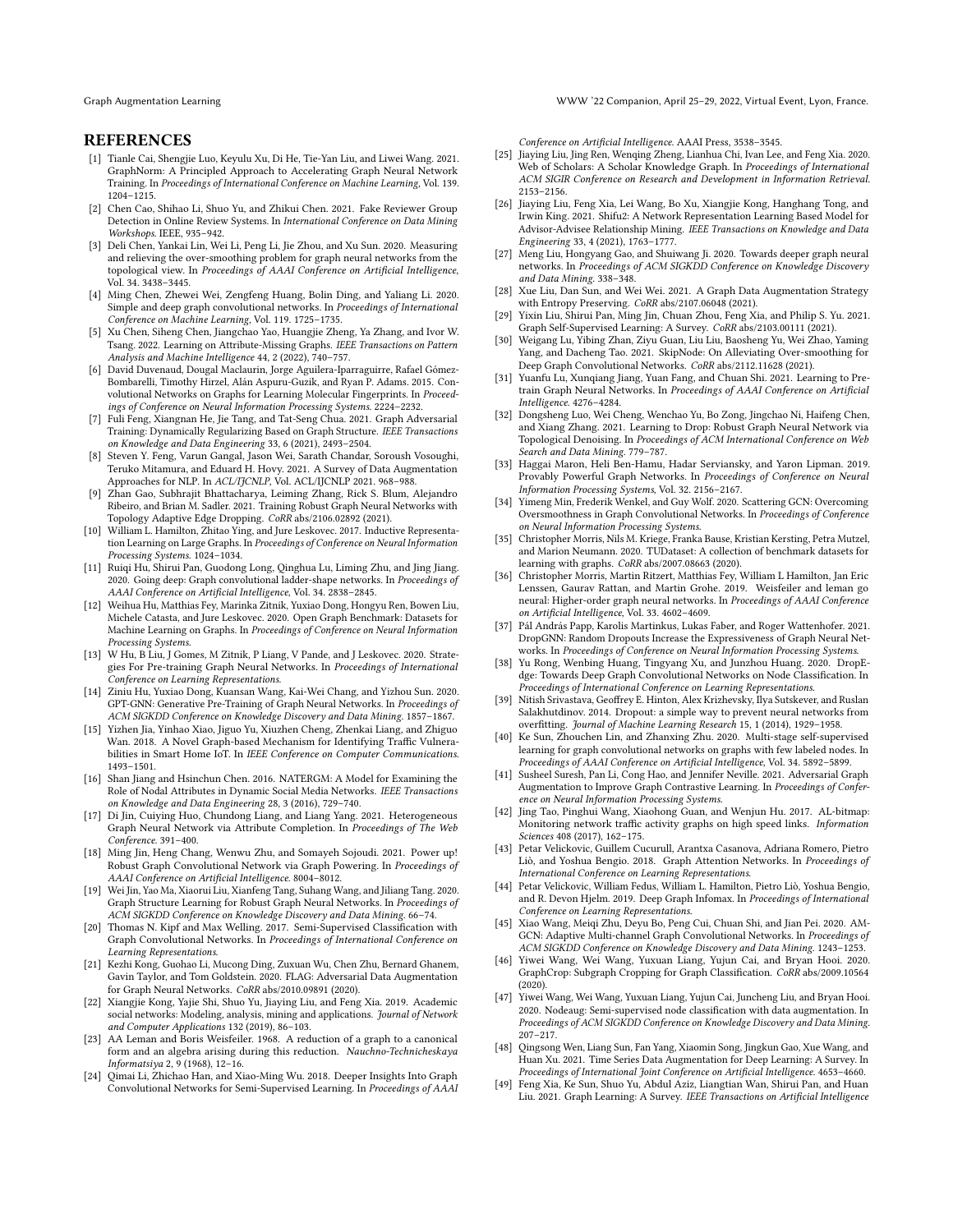## REFERENCES

- [1] Tianle Cai, Shengjie Luo, Keyulu Xu, Di He, Tie-Yan Liu, and Liwei Wang. 2021. GraphNorm: A Principled Approach to Accelerating Graph Neural Network Training. In *Proceedings of International Conference on Machine Learning*, Vol. 139. 1204–1215.
- [2] Chen Cao, Shihao Li, Shuo Yu, and Zhikui Chen. 2021. Fake Reviewer Group Detection in Online Review Systems. In *International Conference on Data Mining Workshops*. IEEE, 935–942.
- [3] Deli Chen, Yankai Lin, Wei Li, Peng Li, Jie Zhou, and Xu Sun. 2020. Measuring and relieving the over-smoothing problem for graph neural networks from the topological view. In *Proceedings of AAAI Conference on Artificial Intelligence*, Vol. 34. 3438–3445.
- [4] Ming Chen, Zhewei Wei, Zengfeng Huang, Bolin Ding, and Yaliang Li. 2020. Simple and deep graph convolutional networks. In *Proceedings of International Conference on Machine Learning*, Vol. 119. 1725–1735.
- [5] Xu Chen, Siheng Chen, Jiangchao Yao, Huangjie Zheng, Ya Zhang, and Ivor W. Tsang. 2022. Learning on Attribute-Missing Graphs. *IEEE Transactions on Pattern Analysis and Machine Intelligence* 44, 2 (2022), 740–757.
- [6] David Duvenaud, Dougal Maclaurin, Jorge Aguilera-Iparraguirre, Rafael Gómez-Bombarelli, Timothy Hirzel, Alán Aspuru-Guzik, and Ryan P. Adams. 2015. Convolutional Networks on Graphs for Learning Molecular Fingerprints. In *Proceedings of Conference on Neural Information Processing Systems*. 2224–2232.
- [7] Fuli Feng, Xiangnan He, Jie Tang, and Tat-Seng Chua. 2021. Graph Adversarial Training: Dynamically Regularizing Based on Graph Structure. *IEEE Transactions on Knowledge and Data Engineering* 33, 6 (2021), 2493–2504.
- [8] Steven Y. Feng, Varun Gangal, Jason Wei, Sarath Chandar, Soroush Vosoughi, Teruko Mitamura, and Eduard H. Hovy. 2021. A Survey of Data Augmentation Approaches for NLP. In *ACL/IJCNLP*, Vol. ACL/IJCNLP 2021. 968–988.
- [9] Zhan Gao, Subhrajit Bhattacharya, Leiming Zhang, Rick S. Blum, Alejandro Ribeiro, and Brian M. Sadler. 2021. Training Robust Graph Neural Networks with Topology Adaptive Edge Dropping. *CoRR* abs/2106.02892 (2021).
- [10] William L. Hamilton, Zhitao Ying, and Jure Leskovec. 2017. Inductive Representation Learning on Large Graphs. In *Proceedings of Conference on Neural Information Processing Systems*. 1024–1034.
- [11] Ruiqi Hu, Shirui Pan, Guodong Long, Qinghua Lu, Liming Zhu, and Jing Jiang. 2020. Going deep: Graph convolutional ladder-shape networks. In *Proceedings of AAAI Conference on Artificial Intelligence*, Vol. 34. 2838–2845.
- [12] Weihua Hu, Matthias Fey, Marinka Zitnik, Yuxiao Dong, Hongyu Ren, Bowen Liu, Michele Catasta, and Jure Leskovec. 2020. Open Graph Benchmark: Datasets for Machine Learning on Graphs. In *Proceedings of Conference on Neural Information Processing Systems*.
- [13] W Hu, B Liu, J Gomes, M Zitnik, P Liang, V Pande, and J Leskovec. 2020. Strategies For Pre-training Graph Neural Networks. In *Proceedings of International Conference on Learning Representations*.
- [14] Ziniu Hu, Yuxiao Dong, Kuansan Wang, Kai-Wei Chang, and Yizhou Sun. 2020. GPT-GNN: Generative Pre-Training of Graph Neural Networks. In *Proceedings of ACM SIGKDD Conference on Knowledge Discovery and Data Mining*. 1857–1867.
- [15] Yizhen Jia, Yinhao Xiao, Jiguo Yu, Xiuzhen Cheng, Zhenkai Liang, and Zhiguo Wan. 2018. A Novel Graph-based Mechanism for Identifying Traffic Vulnerabilities in Smart Home IoT. In *IEEE Conference on Computer Communications*. 1493–1501.
- [16] Shan Jiang and Hsinchun Chen. 2016. NATERGM: A Model for Examining the Role of Nodal Attributes in Dynamic Social Media Networks. *IEEE Transactions on Knowledge and Data Engineering* 28, 3 (2016), 729–740.
- [17] Di Jin, Cuiying Huo, Chundong Liang, and Liang Yang. 2021. Heterogeneous Graph Neural Network via Attribute Completion. In *Proceedings of The Web Conference*. 391–400.
- [18] Ming Jin, Heng Chang, Wenwu Zhu, and Somayeh Sojoudi. 2021. Power up! Robust Graph Convolutional Network via Graph Powering. In *Proceedings of AAAI Conference on Artificial Intelligence*. 8004–8012.
- [19] Wei Jin, Yao Ma, Xiaorui Liu, Xianfeng Tang, Suhang Wang, and Jiliang Tang. 2020. Graph Structure Learning for Robust Graph Neural Networks. In *Proceedings of ACM SIGKDD Conference on Knowledge Discovery and Data Mining*. 66–74.
- [20] Thomas N. Kipf and Max Welling. 2017. Semi-Supervised Classification with Graph Convolutional Networks. In *Proceedings of International Conference on Learning Representations*.
- [21] Kezhi Kong, Guohao Li, Mucong Ding, Zuxuan Wu, Chen Zhu, Bernard Ghanem, Gavin Taylor, and Tom Goldstein. 2020. FLAG: Adversarial Data Augmentation for Graph Neural Networks. *CoRR* abs/2010.09891 (2020).
- [22] Xiangjie Kong, Yajie Shi, Shuo Yu, Jiaying Liu, and Feng Xia. 2019. Academic social networks: Modeling, analysis, mining and applications. *Journal of Network and Computer Applications* 132 (2019), 86–103.
- [23] AA Leman and Boris Weisfeiler. 1968. A reduction of a graph to a canonical form and an algebra arising during this reduction. *Nauchno-Technicheskaya Informatsiya* 2, 9 (1968), 12–16.
- [24] Qimai Li, Zhichao Han, and Xiao-Ming Wu. 2018. Deeper Insights Into Graph Convolutional Networks for Semi-Supervised Learning. In *Proceedings of AAAI Conference on Artificial Intelligence*. AAAI Press, 3538–3545.
- [25] Jiaying Liu, Jing Ren, Wenqing Zheng, Lianhua Chi, Ivan Lee, and Feng Xia. 2020. Web of Scholars: A Scholar Knowledge Graph. In *Proceedings of International ACM SIGIR Conference on Research and Development in Information Retrieval*. 2153–2156.
- [26] Jiaying Liu, Feng Xia, Lei Wang, Bo Xu, Xiangjie Kong, Hanghang Tong, and Irwin King. 2021. Shifu2: A Network Representation Learning Based Model for Advisor-Advisee Relationship Mining. *IEEE Transactions on Knowledge and Data Engineering* 33, 4 (2021), 1763–1777.
- [27] Meng Liu, Hongyang Gao, and Shuiwang Ji. 2020. Towards deeper graph neural networks. In *Proceedings of ACM SIGKDD Conference on Knowledge Discovery and Data Mining*. 338–348.
- [28] Xue Liu, Dan Sun, and Wei Wei. 2021. A Graph Data Augmentation Strategy with Entropy Preserving. *CoRR* abs/2107.06048 (2021).
- [29] Yixin Liu, Shirui Pan, Ming Jin, Chuan Zhou, Feng Xia, and Philip S. Yu. 2021. Graph Self-Supervised Learning: A Survey. *CoRR* abs/2103.00111 (2021).
- [30] Weigang Lu, Yibing Zhan, Ziyu Guan, Liu Liu, Baosheng Yu, Wei Zhao, Yaming Yang, and Dacheng Tao. 2021. SkipNode: On Alleviating Over-smoothing for Deep Graph Convolutional Networks. *CoRR* abs/2112.11628 (2021).
- [31] Yuanfu Lu, Xunqiang Jiang, Yuan Fang, and Chuan Shi. 2021. Learning to Pre-train Graph Neural Networks. In *Proceedings of AAAI Conference on Artificial Intelligence*. 4276–4284.
- [32] Dongsheng Luo, Wei Cheng, Wenchao Yu, Bo Zong, Jingchao Ni, Haifeng Chen, and Xiang Zhang. 2021. Learning to Drop: Robust Graph Neural Network via Topological Denoising. In *Proceedings of ACM International Conference on Web Search and Data Mining*. 779–787.
- [33] Haggai Maron, Heli Ben-Hamu, Hadar Serviansky, and Yaron Lipman. 2019. Provably Powerful Graph Networks. In *Proceedings of Conference on Neural Information Processing Systems*, Vol. 32. 2156–2167.
- [34] Yimeng Min, Frederik Wenkel, and Guy Wolf. 2020. Scattering GCN: Overcoming Oversmoothness in Graph Convolutional Networks. In *Proceedings of Conference on Neural Information Processing Systems*.
- [35] Christopher Morris, Nils M. Kriege, Franka Bause, Kristian Kersting, Petra Mutzel, and Marion Neumann. 2020. TUDataset: A collection of benchmark datasets for learning with graphs. *CoRR* abs/2007.08663 (2020).
- [36] Christopher Morris, Martin Ritzert, Matthias Fey, William L Hamilton, Jan Eric Lenssen, Gaurav Rattan, and Martin Grohe. 2019. Weisfeiler and leman go neural: Higher-order graph neural networks. In *Proceedings of AAAI Conference on Artificial Intelligence*, Vol. 33. 4602–4609.
- [37] Pál András Papp, Karolis Martinkus, Lukas Faber, and Roger Wattenhofer. 2021. DropGNN: Random Dropouts Increase the Expressiveness of Graph Neural Networks. In *Proceedings of Conference on Neural Information Processing Systems*.
- [38] Yu Rong, Wenbing Huang, Tingyang Xu, and Junzhou Huang. 2020. DropEdge: Towards Deep Graph Convolutional Networks on Node Classification. In *Proceedings of International Conference on Learning Representations*.
- [39] Nitish Srivastava, Geoffrey E. Hinton, Alex Krizhevsky, Ilya Sutskever, and Ruslan Salakhutdinov. 2014. Dropout: a simple way to prevent neural networks from overfitting. *Journal of Machine Learning Research* 15, 1 (2014), 1929–1958.
- [40] Ke Sun, Zhouchen Lin, and Zhanxing Zhu. 2020. Multi-stage self-supervised learning for graph convolutional networks on graphs with few labeled nodes. In *Proceedings of AAAI Conference on Artificial Intelligence*, Vol. 34. 5892–5899.
- [41] Susheel Suresh, Pan Li, Cong Hao, and Jennifer Neville. 2021. Adversarial Graph Augmentation to Improve Graph Contrastive Learning. In *Proceedings of Conference on Neural Information Processing Systems*.
- [42] Jing Tao, Pinghui Wang, Xiaohong Guan, and Wenjun Hu. 2017. AL-bitmap: Monitoring network traffic activity graphs on high speed links. *Information Sciences* 408 (2017), 162–175.
- [43] Petar Velickovic, Guillem Cucurull, Arantxa Casanova, Adriana Romero, Pietro Liò, and Yoshua Bengio. 2018. Graph Attention Networks. In *Proceedings of International Conference on Learning Representations*.
- [44] Petar Velickovic, William Fedus, William L. Hamilton, Pietro Liò, Yoshua Bengio, and R. Devon Hjelm. 2019. Deep Graph Infomax. In *Proceedings of International Conference on Learning Representations*.
- [45] Xiao Wang, Meiqi Zhu, Deyu Bo, Peng Cui, Chuan Shi, and Jian Pei. 2020. AM-GCN: Adaptive Multi-channel Graph Convolutional Networks. In *Proceedings of ACM SIGKDD Conference on Knowledge Discovery and Data Mining*. 1243–1253.
- [46] Yiwei Wang, Wei Wang, Yuxuan Liang, Yujun Cai, and Bryan Hooi. 2020. GraphCrop: Subgraph Cropping for Graph Classification. *CoRR* abs/2009.10564 (2020).
- [47] Yiwei Wang, Wei Wang, Yuxuan Liang, Yujun Cai, Juncheng Liu, and Bryan Hooi. 2020. Nodeaug: Semi-supervised node classification with data augmentation. In *Proceedings of ACM SIGKDD Conference on Knowledge Discovery and Data Mining*. 207–217.
- [48] Qingsong Wen, Liang Sun, Fan Yang, Xiaomin Song, Jingkun Gao, Xue Wang, and Huan Xu. 2021. Time Series Data Augmentation for Deep Learning: A Survey. In *Proceedings of International Joint Conference on Artificial Intelligence*. 4653–4660.
- [49] Feng Xia, Ke Sun, Shuo Yu, Abdul Aziz, Liangtian Wan, Shirui Pan, and Huan Liu. 2021. Graph Learning: A Survey. *IEEE Transactions on Artificial Intelligence*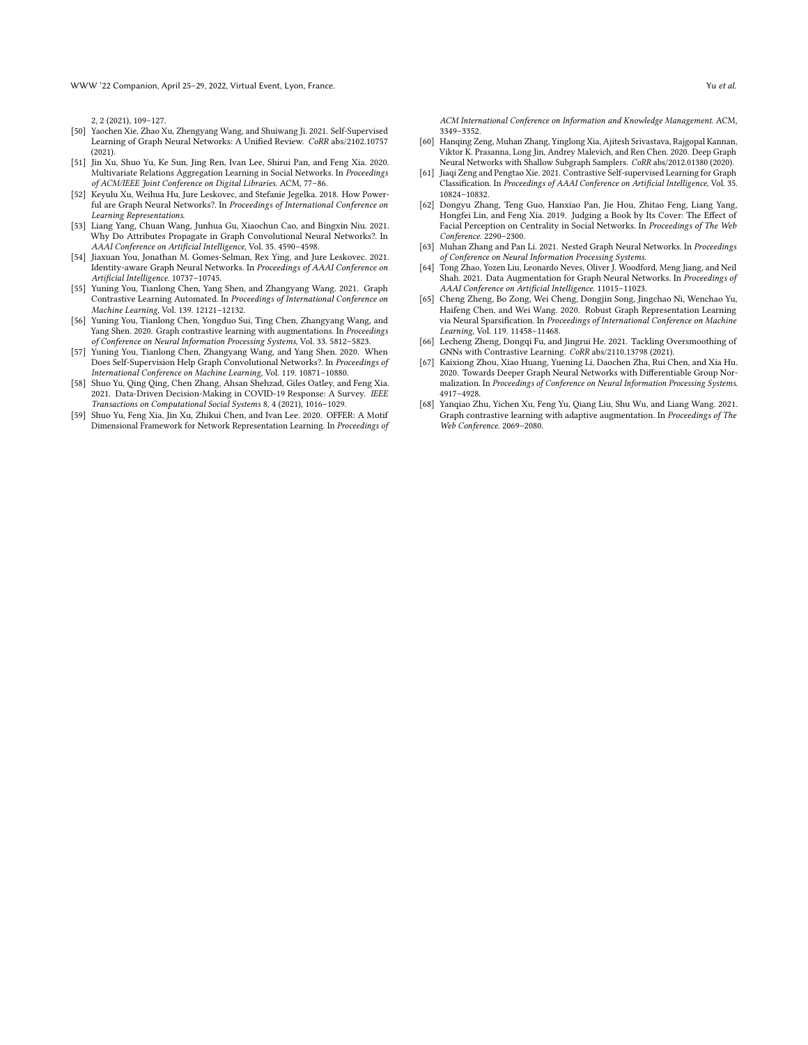2, 2 (2021), 109–127.

[50] Yaochen Xie, Zhao Xu, Zhengyang Wang, and Shuiwang Ji. 2021. Self-Supervised Learning of Graph Neural Networks: A Unified Review. *CoRR* abs/2102.10757 (2021).

[51] Jin Xu, Shuo Yu, Ke Sun, Jing Ren, Ivan Lee, Shirui Pan, and Feng Xia. 2020. Multivariate Relations Aggregation Learning in Social Networks. In *Proceedings of ACM/IEEE Joint Conference on Digital Libraries*. ACM, 77–86.

[52] Keyulu Xu, Weihua Hu, Jure Leskovec, and Stefanie Jegelka. 2018. How Powerful are Graph Neural Networks?. In *Proceedings of International Conference on Learning Representations*.

[53] Liang Yang, Chuan Wang, Junhua Gu, Xiaochun Cao, and Bingxin Niu. 2021. Why Do Attributes Propagate in Graph Convolutional Neural Networks?. In *AAAI Conference on Artificial Intelligence*, Vol. 35. 4590–4598.

[54] Jiaxuan You, Jonathan M. Gomes-Selman, Rex Ying, and Jure Leskovec. 2021. Identity-aware Graph Neural Networks. In *Proceedings of AAAI Conference on Artificial Intelligence*. 10737–10745.

[55] Yuning You, Tianlong Chen, Yang Shen, and Zhangyang Wang. 2021. Graph Contrastive Learning Automated. In *Proceedings of International Conference on Machine Learning*, Vol. 139. 12121–12132.

[56] Yuning You, Tianlong Chen, Yongduo Sui, Ting Chen, Zhangyang Wang, and Yang Shen. 2020. Graph contrastive learning with augmentations. In *Proceedings of Conference on Neural Information Processing Systems*, Vol. 33. 5812–5823.

[57] Yuning You, Tianlong Chen, Zhangyang Wang, and Yang Shen. 2020. When Does Self-Supervision Help Graph Convolutional Networks?. In *Proceedings of International Conference on Machine Learning*, Vol. 119. 10871–10880.

[58] Shuo Yu, Qing Qing, Chen Zhang, Ahsan Shehzad, Giles Oatley, and Feng Xia. 2021. Data-Driven Decision-Making in COVID-19 Response: A Survey. *IEEE Transactions on Computational Social Systems* 8, 4 (2021), 1016–1029.

[59] Shuo Yu, Feng Xia, Jin Xu, Zhikui Chen, and Ivan Lee. 2020. OFFER: A Motif Dimensional Framework for Network Representation Learning. In *Proceedings of ACM International Conference on Information and Knowledge Management*. ACM, 3349–3352.

[60] Hanqing Zeng, Muhan Zhang, Yinglong Xia, Ajitesh Srivastava, Rajgopal Kannan, Viktor K. Prasanna, Long Jin, Andrey Malevich, and Ren Chen. 2020. Deep Graph Neural Networks with Shallow Subgraph Samplers. *CoRR* abs/2012.01380 (2020).

[61] Jiaqi Zeng and Pengtao Xie. 2021. Contrastive Self-supervised Learning for Graph Classification. In *Proceedings of AAAI Conference on Artificial Intelligence*, Vol. 35. 10824–10832.

[62] Dongyu Zhang, Teng Guo, Hanxiao Pan, Jie Hou, Zhitao Feng, Liang Yang, Hongfei Lin, and Feng Xia. 2019. Judging a Book by Its Cover: The Effect of Facial Perception on Centrality in Social Networks. In *Proceedings of The Web Conference*. 2290–2300.

[63] Muhan Zhang and Pan Li. 2021. Nested Graph Neural Networks. In *Proceedings of Conference on Neural Information Processing Systems*.

[64] Tong Zhao, Yozen Liu, Leonardo Neves, Oliver J. Woodford, Meng Jiang, and Neil Shah. 2021. Data Augmentation for Graph Neural Networks. In *Proceedings of AAAI Conference on Artificial Intelligence*. 11015–11023.

[65] Cheng Zheng, Bo Zong, Wei Cheng, Dongjin Song, Jingchao Ni, Wenchao Yu, Haifeng Chen, and Wei Wang. 2020. Robust Graph Representation Learning via Neural Sparsification. In *Proceedings of International Conference on Machine Learning*, Vol. 119. 11458–11468.

[66] Lecheng Zheng, Dongqi Fu, and Jingrui He. 2021. Tackling Oversmoothing of GNNs with Contrastive Learning. *CoRR* abs/2110.13798 (2021).

[67] Kaixiong Zhou, Xiao Huang, Yuening Li, Daochen Zha, Rui Chen, and Xia Hu. 2020. Towards Deeper Graph Neural Networks with Differentiable Group Normalization. In *Proceedings of Conference on Neural Information Processing Systems*. 4917–4928.

[68] Yanqiao Zhu, Yichen Xu, Feng Yu, Qiang Liu, Shu Wu, and Liang Wang. 2021. Graph contrastive learning with adaptive augmentation. In *Proceedings of The Web Conference*. 2069–2080.